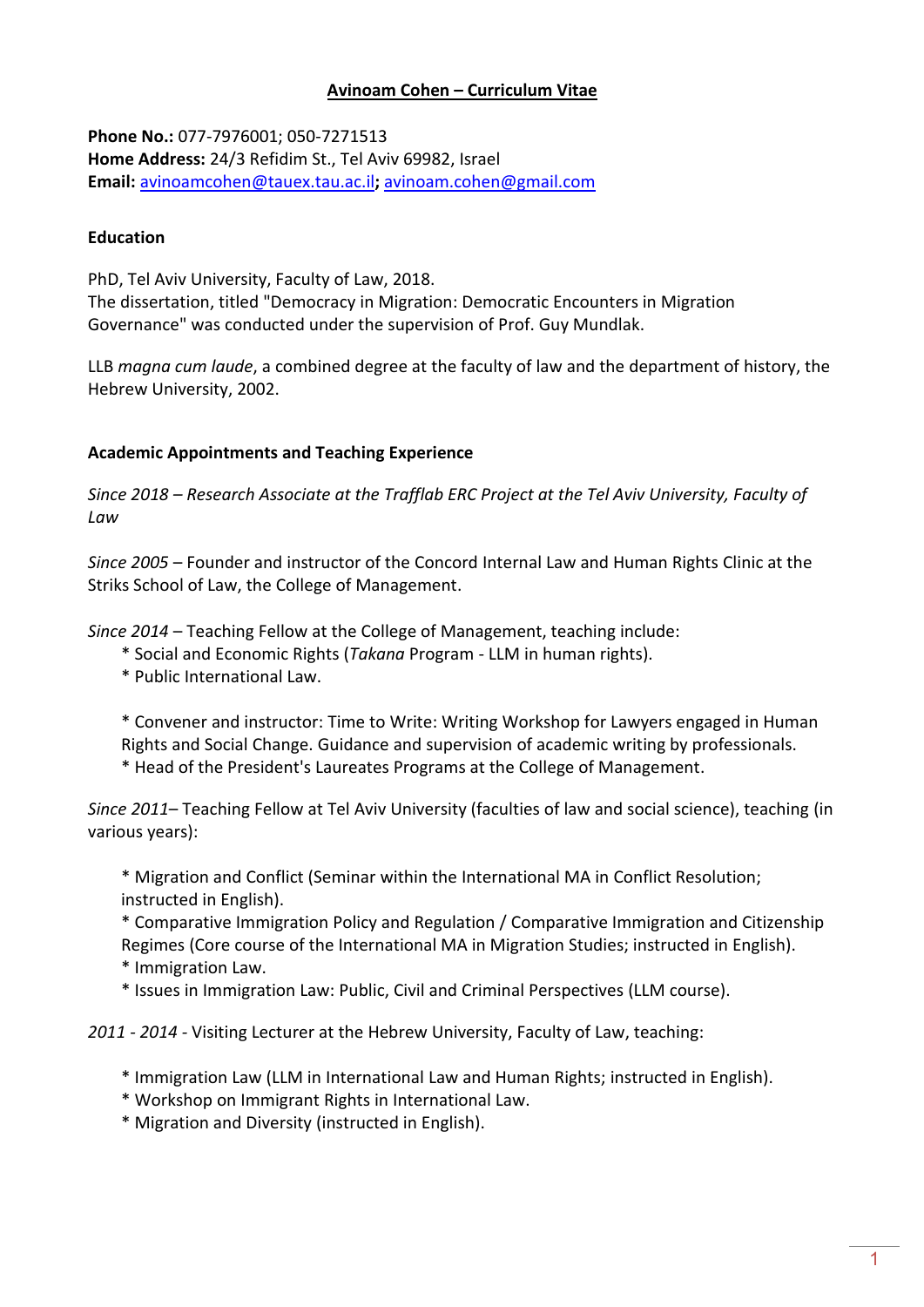# Avinoam Cohen – Curriculum Vitae

**Phone No.:** 077-7976001; 050-7271513
**Home Address:** 24/3 Refidim St., Tel Aviv 69982, Israel
**Email:** avinoamcohen@tauex.tau.ac.il**;** avinoam.cohen@gmail.com

## Education

PhD, Tel Aviv University, Faculty of Law, 2018.
The dissertation, titled "Democracy in Migration: Democratic Encounters in Migration Governance" was conducted under the supervision of Prof. Guy Mundlak.

LLB *magna cum laude*, a combined degree at the faculty of law and the department of history, the Hebrew University, 2002.

## Academic Appointments and Teaching Experience

*Since 2018 – Research Associate at the Trafflab ERC Project at the Tel Aviv University, Faculty of Law*

*Since 2005* – Founder and instructor of the Concord Internal Law and Human Rights Clinic at the Striks School of Law, the College of Management.

*Since 2014* – Teaching Fellow at the College of Management, teaching include:

* Social and Economic Rights (*Takana* Program - LLM in human rights).
* Public International Law.

* Convener and instructor: Time to Write: Writing Workshop for Lawyers engaged in Human Rights and Social Change. Guidance and supervision of academic writing by professionals.
* Head of the President's Laureates Programs at the College of Management.

*Since 2011*– Teaching Fellow at Tel Aviv University (faculties of law and social science), teaching (in various years):

* Migration and Conflict (Seminar within the International MA in Conflict Resolution; instructed in English).
* Comparative Immigration Policy and Regulation / Comparative Immigration and Citizenship Regimes (Core course of the International MA in Migration Studies; instructed in English).
* Immigration Law.
* Issues in Immigration Law: Public, Civil and Criminal Perspectives (LLM course).

*2011 - 2014* - Visiting Lecturer at the Hebrew University, Faculty of Law, teaching:

* Immigration Law (LLM in International Law and Human Rights; instructed in English).
* Workshop on Immigrant Rights in International Law.
* Migration and Diversity (instructed in English).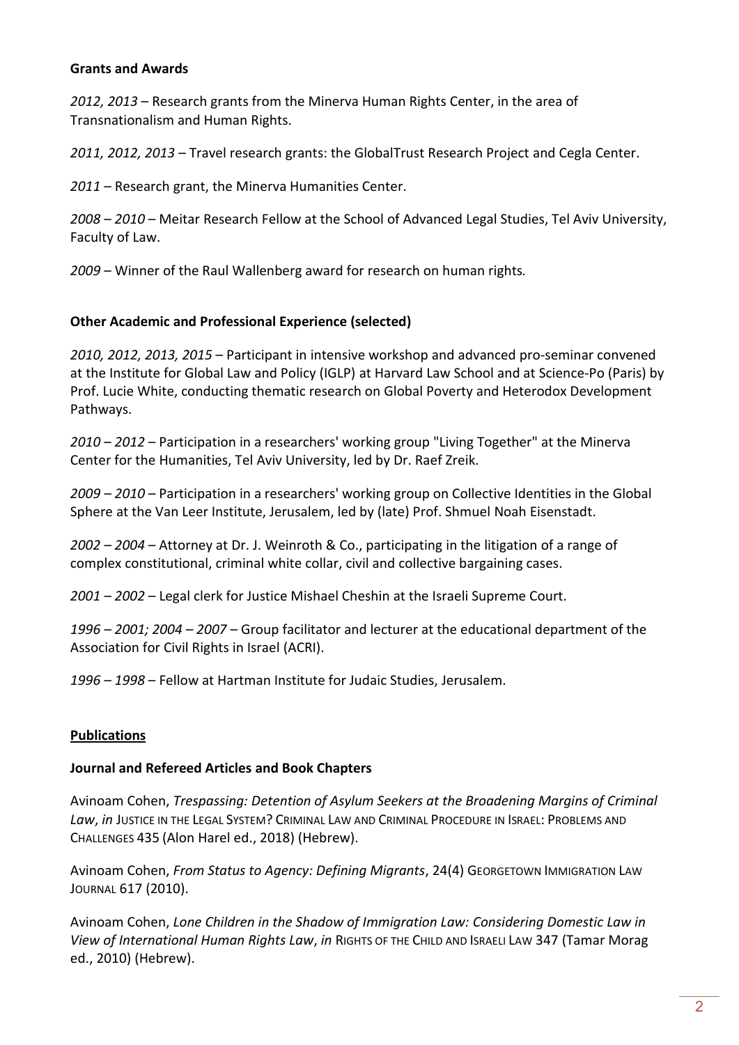**Grants and Awards**

*2012, 2013* – Research grants from the Minerva Human Rights Center, in the area of Transnationalism and Human Rights.

*2011, 2012, 2013* – Travel research grants: the GlobalTrust Research Project and Cegla Center.

*2011* – Research grant, the Minerva Humanities Center.

*2008 – 2010* – Meitar Research Fellow at the School of Advanced Legal Studies, Tel Aviv University, Faculty of Law.

*2009* – Winner of the Raul Wallenberg award for research on human rights.

**Other Academic and Professional Experience (selected)**

*2010, 2012, 2013, 2015* – Participant in intensive workshop and advanced pro-seminar convened at the Institute for Global Law and Policy (IGLP) at Harvard Law School and at Science-Po (Paris) by Prof. Lucie White, conducting thematic research on Global Poverty and Heterodox Development Pathways.

*2010 – 2012* – Participation in a researchers' working group "Living Together" at the Minerva Center for the Humanities, Tel Aviv University, led by Dr. Raef Zreik.

*2009 – 2010* – Participation in a researchers' working group on Collective Identities in the Global Sphere at the Van Leer Institute, Jerusalem, led by (late) Prof. Shmuel Noah Eisenstadt.

*2002 – 2004* – Attorney at Dr. J. Weinroth & Co., participating in the litigation of a range of complex constitutional, criminal white collar, civil and collective bargaining cases.

*2001 – 2002* – Legal clerk for Justice Mishael Cheshin at the Israeli Supreme Court.

*1996 – 2001; 2004 – 2007* – Group facilitator and lecturer at the educational department of the Association for Civil Rights in Israel (ACRI).

*1996 – 1998* – Fellow at Hartman Institute for Judaic Studies, Jerusalem.

**Publications**

**Journal and Refereed Articles and Book Chapters**

Avinoam Cohen, *Trespassing: Detention of Asylum Seekers at the Broadening Margins of Criminal Law*, *in* JUSTICE IN THE LEGAL SYSTEM? CRIMINAL LAW AND CRIMINAL PROCEDURE IN ISRAEL: PROBLEMS AND CHALLENGES 435 (Alon Harel ed., 2018) (Hebrew).

Avinoam Cohen, *From Status to Agency: Defining Migrants*, 24(4) GEORGETOWN IMMIGRATION LAW JOURNAL 617 (2010).

Avinoam Cohen, *Lone Children in the Shadow of Immigration Law: Considering Domestic Law in View of International Human Rights Law*, *in* RIGHTS OF THE CHILD AND ISRAELI LAW 347 (Tamar Morag ed., 2010) (Hebrew).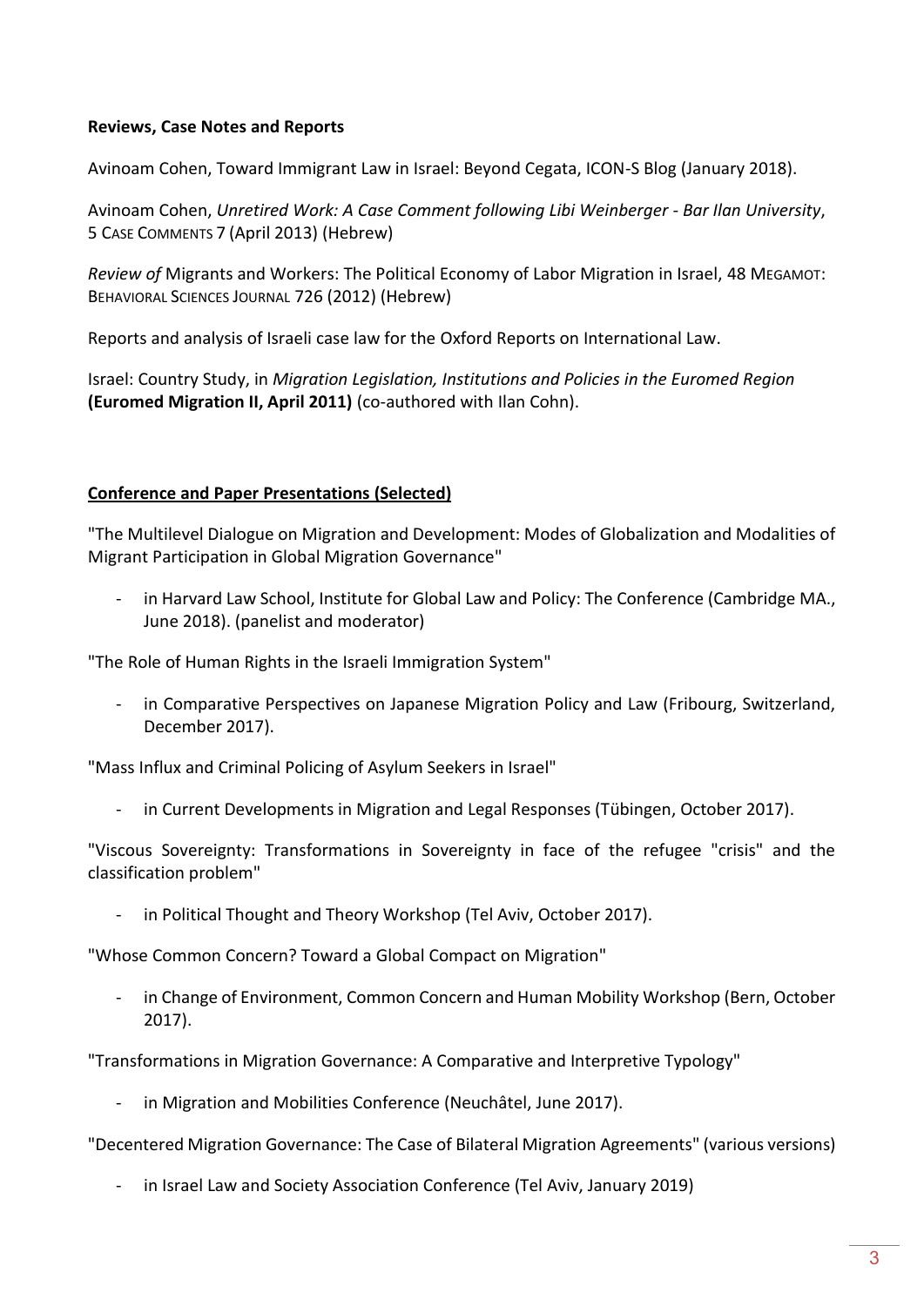**Reviews, Case Notes and Reports**

Avinoam Cohen, Toward Immigrant Law in Israel: Beyond Cegata, ICON-S Blog (January 2018).

Avinoam Cohen, *Unretired Work: A Case Comment following Libi Weinberger - Bar Ilan University*, 5 CASE COMMENTS 7 (April 2013) (Hebrew)

*Review of* Migrants and Workers: The Political Economy of Labor Migration in Israel, 48 MEGAMOT: BEHAVIORAL SCIENCES JOURNAL 726 (2012) (Hebrew)

Reports and analysis of Israeli case law for the Oxford Reports on International Law.

Israel: Country Study, in *Migration Legislation, Institutions and Policies in the Euromed Region* **(Euromed Migration II, April 2011)** (co-authored with Ilan Cohn).

**Conference and Paper Presentations (Selected)**

"The Multilevel Dialogue on Migration and Development: Modes of Globalization and Modalities of Migrant Participation in Global Migration Governance"

- in Harvard Law School, Institute for Global Law and Policy: The Conference (Cambridge MA., June 2018). (panelist and moderator)

"The Role of Human Rights in the Israeli Immigration System"

- in Comparative Perspectives on Japanese Migration Policy and Law (Fribourg, Switzerland, December 2017).

"Mass Influx and Criminal Policing of Asylum Seekers in Israel"

- in Current Developments in Migration and Legal Responses (Tübingen, October 2017).

"Viscous Sovereignty: Transformations in Sovereignty in face of the refugee "crisis" and the classification problem"

- in Political Thought and Theory Workshop (Tel Aviv, October 2017).

"Whose Common Concern? Toward a Global Compact on Migration"

- in Change of Environment, Common Concern and Human Mobility Workshop (Bern, October 2017).

"Transformations in Migration Governance: A Comparative and Interpretive Typology"

- in Migration and Mobilities Conference (Neuchâtel, June 2017).

"Decentered Migration Governance: The Case of Bilateral Migration Agreements" (various versions)

- in Israel Law and Society Association Conference (Tel Aviv, January 2019)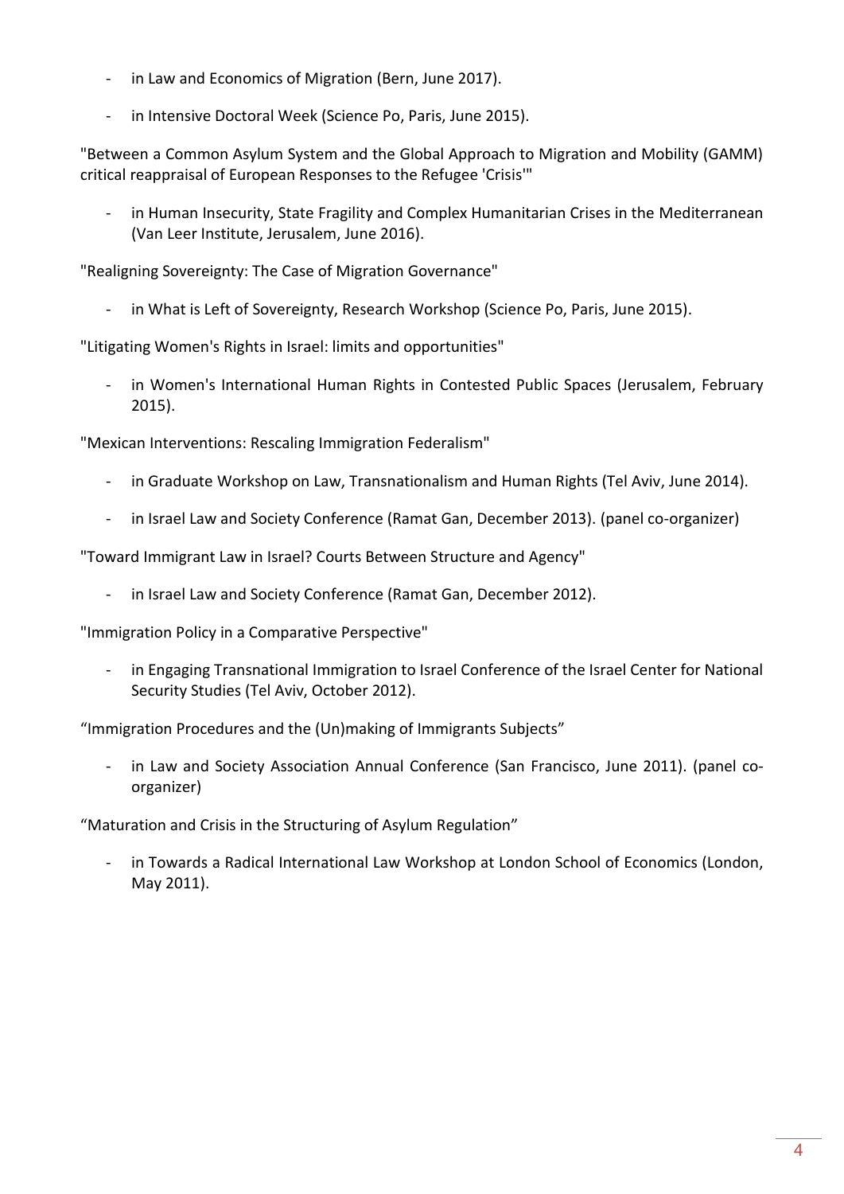- in Law and Economics of Migration (Bern, June 2017).
- in Intensive Doctoral Week (Science Po, Paris, June 2015).

"Between a Common Asylum System and the Global Approach to Migration and Mobility (GAMM) critical reappraisal of European Responses to the Refugee 'Crisis'"

- in Human Insecurity, State Fragility and Complex Humanitarian Crises in the Mediterranean (Van Leer Institute, Jerusalem, June 2016).

"Realigning Sovereignty: The Case of Migration Governance"

- in What is Left of Sovereignty, Research Workshop (Science Po, Paris, June 2015).

"Litigating Women's Rights in Israel: limits and opportunities"

- in Women's International Human Rights in Contested Public Spaces (Jerusalem, February 2015).

"Mexican Interventions: Rescaling Immigration Federalism"

- in Graduate Workshop on Law, Transnationalism and Human Rights (Tel Aviv, June 2014).
- in Israel Law and Society Conference (Ramat Gan, December 2013). (panel co-organizer)

"Toward Immigrant Law in Israel? Courts Between Structure and Agency"

- in Israel Law and Society Conference (Ramat Gan, December 2012).

"Immigration Policy in a Comparative Perspective"

- in Engaging Transnational Immigration to Israel Conference of the Israel Center for National Security Studies (Tel Aviv, October 2012).

"Immigration Procedures and the (Un)making of Immigrants Subjects"

- in Law and Society Association Annual Conference (San Francisco, June 2011). (panel co-organizer)

"Maturation and Crisis in the Structuring of Asylum Regulation"

- in Towards a Radical International Law Workshop at London School of Economics (London, May 2011).